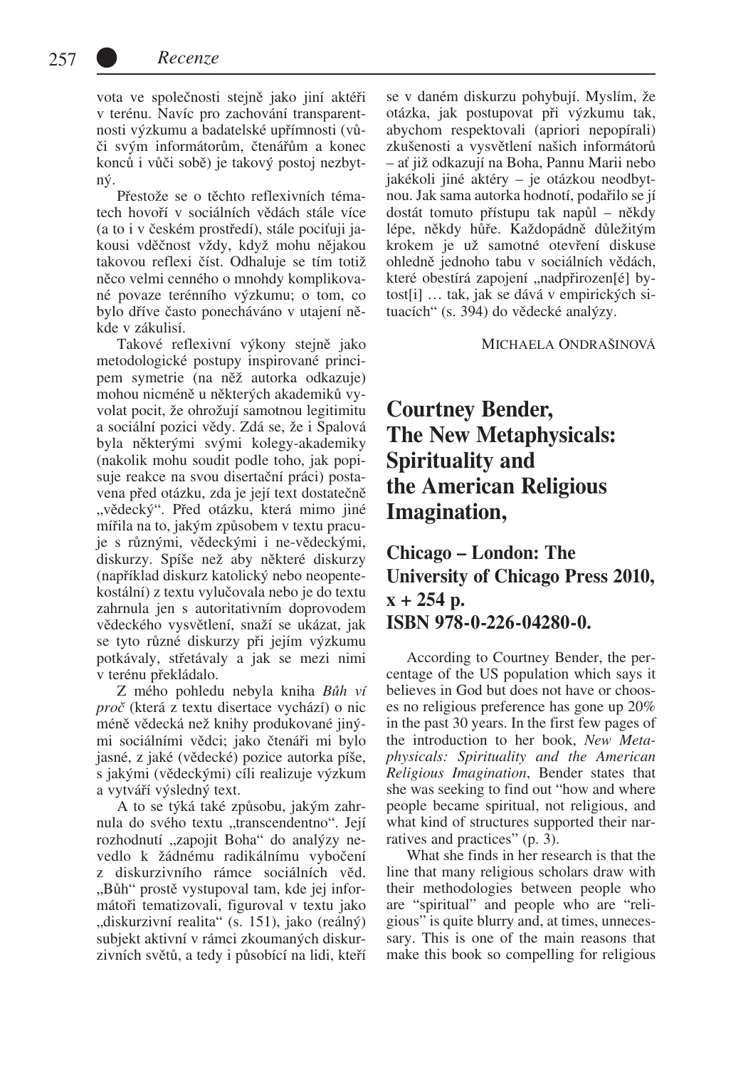vota ve společnosti stejně jako jiní aktéři v terénu. Navíc pro zachování transparentnosti výzkumu a badatelské upřímnosti (vůči svým informátorům, čtenářům a konec konců i vůči sobě) je takový postoj nezbytný.

Přestože se o těchto reflexivních tématech hovoří v sociálních vědách stále více (a to i v českém prostředí), stále pociťuji jakousi vděčnost vždy, když mohu nějakou takovou reflexi číst. Odhaluje se tím totiž něco velmi cenného o mnohdy komplikované povaze terénního výzkumu; o tom, co bylo dříve často ponecháváno v utajení někde v zákulisí.

Takové reflexivní výkony stejně jako metodologické postupy inspirované principem symetrie (na něž autorka odkazuje) mohou nicméně u některých akademiků vyvolat pocit, že ohrožují samotnou legitimitu a sociální pozici vědy. Zdá se, že i Spalová byla některými svými kolegy-akademiky (nakolik mohu soudit podle toho, jak popisuje reakce na svou disertační práci) postavena před otázku, zda je její text dostatečně „vědecký". Před otázku, která mimo jiné mířila na to, jakým způsobem v textu pracuje s různými, vědeckými i ne-vědeckými, diskurzy. Spíše než aby některé diskurzy (například diskurz katolický nebo neopentekostální) z textu vylučovala nebo je do textu zahrnula jen s autoritativním doprovodem vědeckého vysvětlení, snaží se ukázat, jak se tyto různé diskurzy při jejím výzkumu potkávaly, střetávaly a jak se mezi nimi v terénu překládalo.

Z mého pohledu nebyla kniha *Bůh ví proč* (která z textu disertace vychází) o nic méně vědecká než knihy produkované jinými sociálními vědci; jako čtenáři mi bylo jasné, z jaké (vědecké) pozice autorka píše, s jakými (vědeckými) cíli realizuje výzkum a vytváří výsledný text.

A to se týká také způsobu, jakým zahrnula do svého textu „transcendentno". Její rozhodnutí „zapojit Boha" do analýzy nevedlo k žádnému radikálnímu vybočení z diskurzivního rámce sociálních věd. „Bůh" prostě vystupoval tam, kde jej informátoři tematizovali, figuroval v textu jako „diskurzivní realita" (s. 151), jako (reálný) subjekt aktivní v rámci zkoumaných diskurzivních světů, a tedy i působící na lidi, kteří se v daném diskurzu pohybují. Myslím, že otázka, jak postupovat při výzkumu tak, abychom respektovali (apriori nepopírali) zkušenosti a vysvětlení našich informátorů – ať již odkazují na Boha, Pannu Marii nebo jakékoli jiné aktéry – je otázkou neodbytnou. Jak sama autorka hodnotí, podařilo se jí dostát tomuto přístupu tak napůl – někdy lépe, někdy hůře. Každopádně důležitým krokem je už samotné otevření diskuse ohledně jednoho tabu v sociálních vědách, které obestírá zapojení „nadpřirozen[é] bytost[i] … tak, jak se dává v empirických situacích" (s. 394) do vědecké analýzy.

MICHAELA ONDRAŠINOVÁ

# Courtney Bender, The New Metaphysicals: Spirituality and the American Religious Imagination,

## Chicago – London: The University of Chicago Press 2010, x + 254 p. ISBN 978-0-226-04280-0.

According to Courtney Bender, the percentage of the US population which says it believes in God but does not have or chooses no religious preference has gone up 20% in the past 30 years. In the first few pages of the introduction to her book, *New Metaphysicals: Spirituality and the American Religious Imagination*, Bender states that she was seeking to find out "how and where people became spiritual, not religious, and what kind of structures supported their narratives and practices" (p. 3).

What she finds in her research is that the line that many religious scholars draw with their methodologies between people who are "spiritual" and people who are "religious" is quite blurry and, at times, unnecessary. This is one of the main reasons that make this book so compelling for religious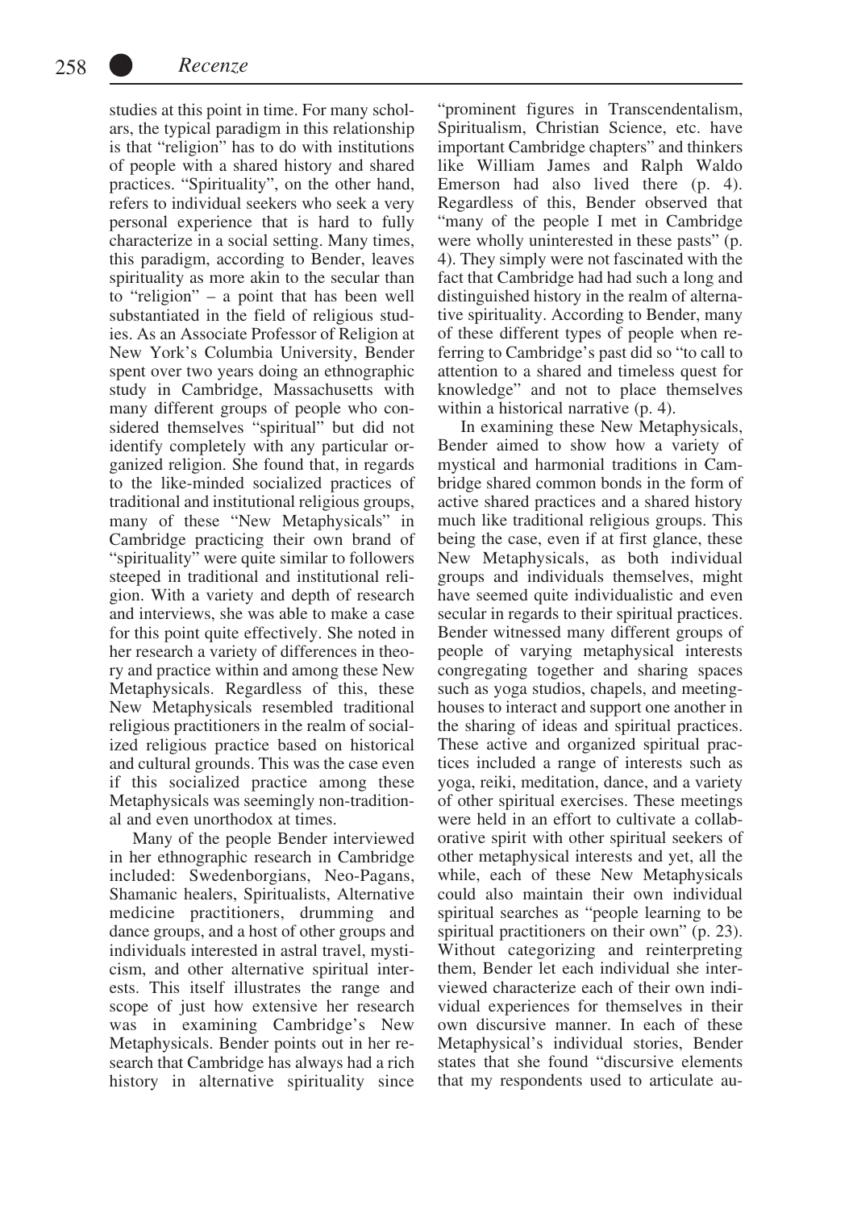studies at this point in time. For many scholars, the typical paradigm in this relationship is that "religion" has to do with institutions of people with a shared history and shared practices. "Spirituality", on the other hand, refers to individual seekers who seek a very personal experience that is hard to fully characterize in a social setting. Many times, this paradigm, according to Bender, leaves spirituality as more akin to the secular than to "religion" – a point that has been well substantiated in the field of religious studies. As an Associate Professor of Religion at New York's Columbia University, Bender spent over two years doing an ethnographic study in Cambridge, Massachusetts with many different groups of people who considered themselves "spiritual" but did not identify completely with any particular organized religion. She found that, in regards to the like-minded socialized practices of traditional and institutional religious groups, many of these "New Metaphysicals" in Cambridge practicing their own brand of "spirituality" were quite similar to followers steeped in traditional and institutional religion. With a variety and depth of research and interviews, she was able to make a case for this point quite effectively. She noted in her research a variety of differences in theory and practice within and among these New Metaphysicals. Regardless of this, these New Metaphysicals resembled traditional religious practitioners in the realm of socialized religious practice based on historical and cultural grounds. This was the case even if this socialized practice among these Metaphysicals was seemingly non-traditional and even unorthodox at times.

Many of the people Bender interviewed in her ethnographic research in Cambridge included: Swedenborgians, Neo-Pagans, Shamanic healers, Spiritualists, Alternative medicine practitioners, drumming and dance groups, and a host of other groups and individuals interested in astral travel, mysticism, and other alternative spiritual interests. This itself illustrates the range and scope of just how extensive her research was in examining Cambridge's New Metaphysicals. Bender points out in her research that Cambridge has always had a rich history in alternative spirituality since "prominent figures in Transcendentalism, Spiritualism, Christian Science, etc. have important Cambridge chapters" and thinkers like William James and Ralph Waldo Emerson had also lived there (p. 4). Regardless of this, Bender observed that "many of the people I met in Cambridge were wholly uninterested in these pasts" (p. 4). They simply were not fascinated with the fact that Cambridge had had such a long and distinguished history in the realm of alternative spirituality. According to Bender, many of these different types of people when referring to Cambridge's past did so "to call to attention to a shared and timeless quest for knowledge" and not to place themselves within a historical narrative (p. 4).

In examining these New Metaphysicals, Bender aimed to show how a variety of mystical and harmonial traditions in Cambridge shared common bonds in the form of active shared practices and a shared history much like traditional religious groups. This being the case, even if at first glance, these New Metaphysicals, as both individual groups and individuals themselves, might have seemed quite individualistic and even secular in regards to their spiritual practices. Bender witnessed many different groups of people of varying metaphysical interests congregating together and sharing spaces such as yoga studios, chapels, and meetinghouses to interact and support one another in the sharing of ideas and spiritual practices. These active and organized spiritual practices included a range of interests such as yoga, reiki, meditation, dance, and a variety of other spiritual exercises. These meetings were held in an effort to cultivate a collaborative spirit with other spiritual seekers of other metaphysical interests and yet, all the while, each of these New Metaphysicals could also maintain their own individual spiritual searches as "people learning to be spiritual practitioners on their own" (p. 23). Without categorizing and reinterpreting them, Bender let each individual she interviewed characterize each of their own individual experiences for themselves in their own discursive manner. In each of these Metaphysical's individual stories, Bender states that she found "discursive elements that my respondents used to articulate au-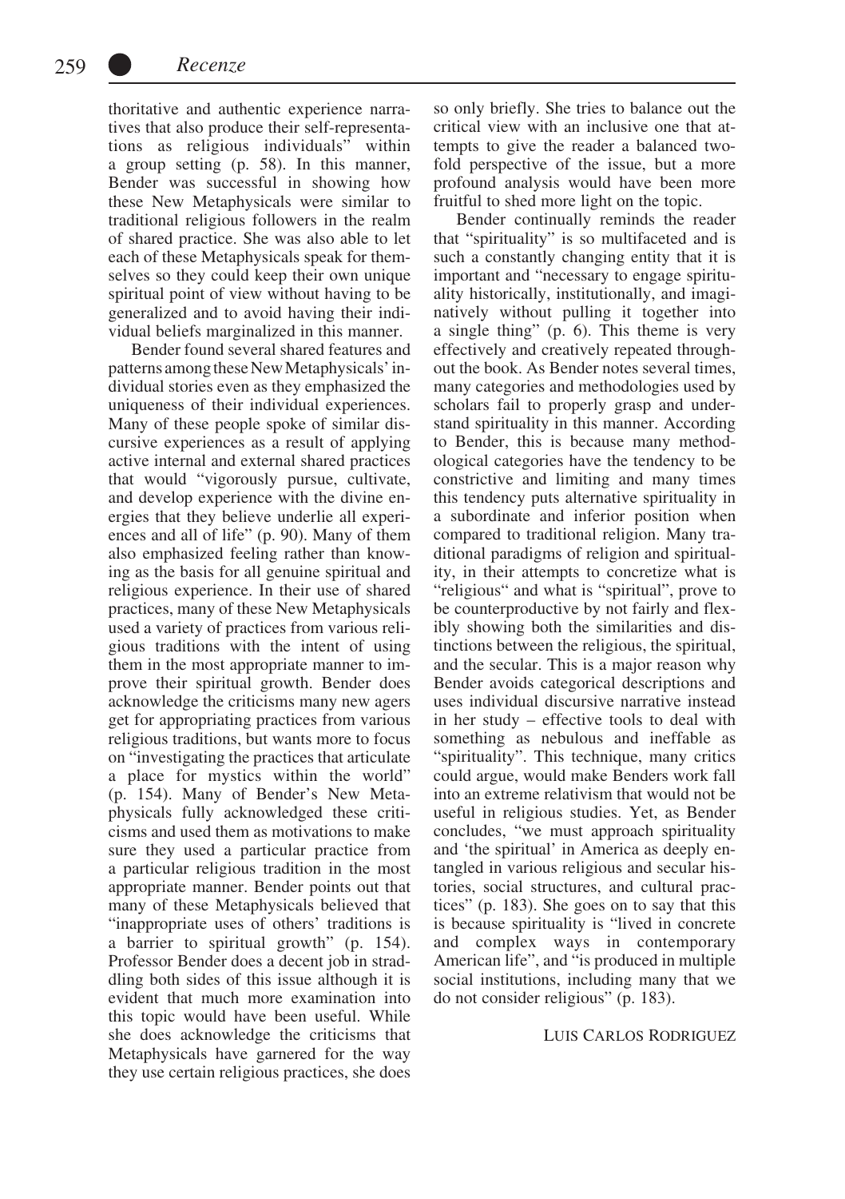thoritative and authentic experience narratives that also produce their self-representations as religious individuals" within a group setting (p. 58). In this manner, Bender was successful in showing how these New Metaphysicals were similar to traditional religious followers in the realm of shared practice. She was also able to let each of these Metaphysicals speak for themselves so they could keep their own unique spiritual point of view without having to be generalized and to avoid having their individual beliefs marginalized in this manner.

Bender found several shared features and patterns among these New Metaphysicals' individual stories even as they emphasized the uniqueness of their individual experiences. Many of these people spoke of similar discursive experiences as a result of applying active internal and external shared practices that would "vigorously pursue, cultivate, and develop experience with the divine energies that they believe underlie all experiences and all of life" (p. 90). Many of them also emphasized feeling rather than knowing as the basis for all genuine spiritual and religious experience. In their use of shared practices, many of these New Metaphysicals used a variety of practices from various religious traditions with the intent of using them in the most appropriate manner to improve their spiritual growth. Bender does acknowledge the criticisms many new agers get for appropriating practices from various religious traditions, but wants more to focus on "investigating the practices that articulate a place for mystics within the world" (p. 154). Many of Bender's New Metaphysicals fully acknowledged these criticisms and used them as motivations to make sure they used a particular practice from a particular religious tradition in the most appropriate manner. Bender points out that many of these Metaphysicals believed that "inappropriate uses of others' traditions is a barrier to spiritual growth" (p. 154). Professor Bender does a decent job in straddling both sides of this issue although it is evident that much more examination into this topic would have been useful. While she does acknowledge the criticisms that Metaphysicals have garnered for the way they use certain religious practices, she does so only briefly. She tries to balance out the critical view with an inclusive one that attempts to give the reader a balanced twofold perspective of the issue, but a more profound analysis would have been more fruitful to shed more light on the topic.

Bender continually reminds the reader that "spirituality" is so multifaceted and is such a constantly changing entity that it is important and "necessary to engage spirituality historically, institutionally, and imaginatively without pulling it together into a single thing" (p. 6). This theme is very effectively and creatively repeated throughout the book. As Bender notes several times, many categories and methodologies used by scholars fail to properly grasp and understand spirituality in this manner. According to Bender, this is because many methodological categories have the tendency to be constrictive and limiting and many times this tendency puts alternative spirituality in a subordinate and inferior position when compared to traditional religion. Many traditional paradigms of religion and spirituality, in their attempts to concretize what is "religious" and what is "spiritual", prove to be counterproductive by not fairly and flexibly showing both the similarities and distinctions between the religious, the spiritual, and the secular. This is a major reason why Bender avoids categorical descriptions and uses individual discursive narrative instead in her study – effective tools to deal with something as nebulous and ineffable as "spirituality". This technique, many critics could argue, would make Benders work fall into an extreme relativism that would not be useful in religious studies. Yet, as Bender concludes, "we must approach spirituality and 'the spiritual' in America as deeply entangled in various religious and secular histories, social structures, and cultural practices" (p. 183). She goes on to say that this is because spirituality is "lived in concrete and complex ways in contemporary American life", and "is produced in multiple social institutions, including many that we do not consider religious" (p. 183).

LUIS CARLOS RODRIGUEZ